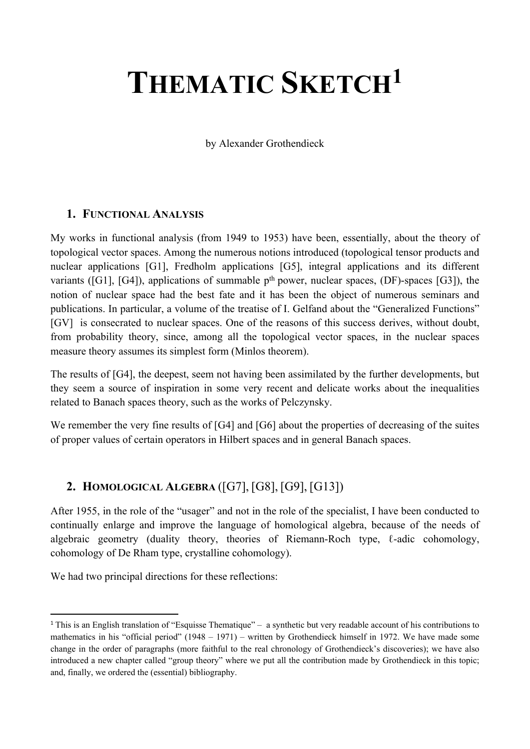# THEMATIC SKETCH[1]

by Alexander Grothendieck

## 1. FUNCTIONAL ANALYSIS

My works in functional analysis (from 1949 to 1953) have been, essentially, about the theory of topological vector spaces. Among the numerous notions introduced (topological tensor products and nuclear applications [G1], Fredholm applications [G5], integral applications and its different variants ([G1], [G4]), applications of summable p[th] power, nuclear spaces, (DF)-spaces [G3]), the notion of nuclear space had the best fate and it has been the object of numerous seminars and publications. In particular, a volume of the treatise of I. Gelfand about the "Generalized Functions" [GV] is consecrated to nuclear spaces. One of the reasons of this success derives, without doubt, from probability theory, since, among all the topological vector spaces, in the nuclear spaces measure theory assumes its simplest form (Minlos theorem).

The results of [G4], the deepest, seem not having been assimilated by the further developments, but they seem a source of inspiration in some very recent and delicate works about the inequalities related to Banach spaces theory, such as the works of Pelczynsky.

We remember the very fine results of [G4] and [G6] about the properties of decreasing of the suites of proper values of certain operators in Hilbert spaces and in general Banach spaces.

## 2. HOMOLOGICAL ALGEBRA ([G7], [G8], [G9], [G13])

After 1955, in the role of the "usager" and not in the role of the specialist, I have been conducted to continually enlarge and improve the language of homological algebra, because of the needs of algebraic geometry (duality theory, theories of Riemann-Roch type, ℓ-adic cohomology, cohomology of De Rham type, crystalline cohomology).

We had two principal directions for these reflections:

[1] This is an English translation of "Esquisse Thematique" – a synthetic but very readable account of his contributions to mathematics in his "official period" (1948 – 1971) – written by Grothendieck himself in 1972. We have made some change in the order of paragraphs (more faithful to the real chronology of Grothendieck's discoveries); we have also introduced a new chapter called "group theory" where we put all the contribution made by Grothendieck in this topic; and, finally, we ordered the (essential) bibliography.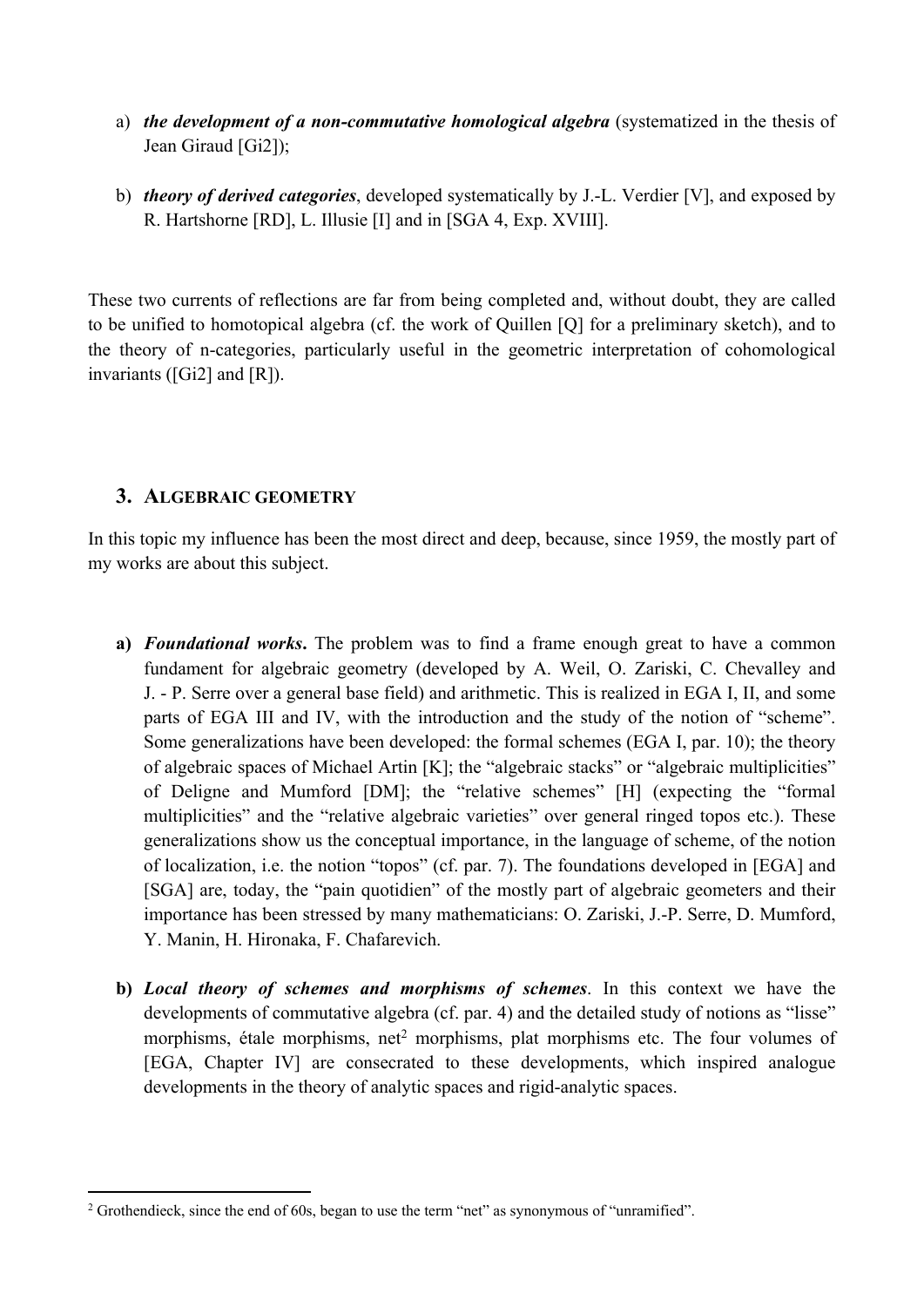a) ***the development of a non-commutative homological algebra*** (systematized in the thesis of Jean Giraud [Gi2]);

b) ***theory of derived categories***, developed systematically by J.-L. Verdier [V], and exposed by R. Hartshorne [RD], L. Illusie [I] and in [SGA 4, Exp. XVIII].

These two currents of reflections are far from being completed and, without doubt, they are called to be unified to homotopical algebra (cf. the work of Quillen [Q] for a preliminary sketch), and to the theory of n-categories, particularly useful in the geometric interpretation of cohomological invariants ([Gi2] and [R]).

## 3. ALGEBRAIC GEOMETRY

In this topic my influence has been the most direct and deep, because, since 1959, the mostly part of my works are about this subject.

**a) *Foundational works*.** The problem was to find a frame enough great to have a common fundament for algebraic geometry (developed by A. Weil, O. Zariski, C. Chevalley and J. - P. Serre over a general base field) and arithmetic. This is realized in EGA I, II, and some parts of EGA III and IV, with the introduction and the study of the notion of "scheme". Some generalizations have been developed: the formal schemes (EGA I, par. 10); the theory of algebraic spaces of Michael Artin [K]; the "algebraic stacks" or "algebraic multiplicities" of Deligne and Mumford [DM]; the "relative schemes" [H] (expecting the "formal multiplicities" and the "relative algebraic varieties" over general ringed topos etc.). These generalizations show us the conceptual importance, in the language of scheme, of the notion of localization, i.e. the notion "topos" (cf. par. 7). The foundations developed in [EGA] and [SGA] are, today, the "pain quotidien" of the mostly part of algebraic geometers and their importance has been stressed by many mathematicians: O. Zariski, J.-P. Serre, D. Mumford, Y. Manin, H. Hironaka, F. Chafarevich.

**b) *Local theory of schemes and morphisms of schemes*.** In this context we have the developments of commutative algebra (cf. par. 4) and the detailed study of notions as "lisse" morphisms, étale morphisms, net[2] morphisms, plat morphisms etc. The four volumes of [EGA, Chapter IV] are consecrated to these developments, which inspired analogue developments in the theory of analytic spaces and rigid-analytic spaces.

[2] Grothendieck, since the end of 60s, began to use the term "net" as synonymous of "unramified".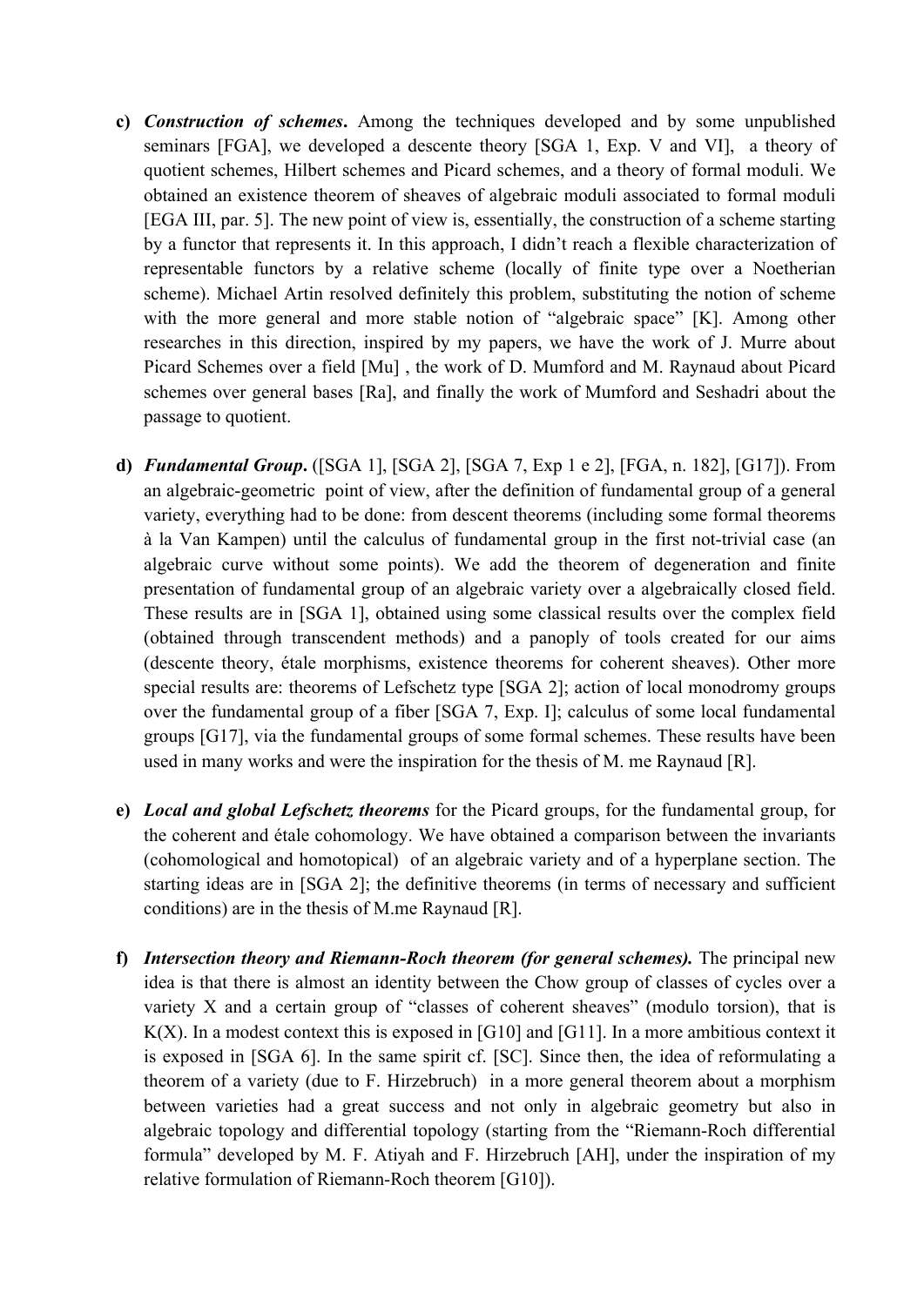c) ***Construction of schemes*.** Among the techniques developed and by some unpublished seminars [FGA], we developed a descente theory [SGA 1, Exp. V and VI], a theory of quotient schemes, Hilbert schemes and Picard schemes, and a theory of formal moduli. We obtained an existence theorem of sheaves of algebraic moduli associated to formal moduli [EGA III, par. 5]. The new point of view is, essentially, the construction of a scheme starting by a functor that represents it. In this approach, I didn't reach a flexible characterization of representable functors by a relative scheme (locally of finite type over a Noetherian scheme). Michael Artin resolved definitely this problem, substituting the notion of scheme with the more general and more stable notion of "algebraic space" [K]. Among other researches in this direction, inspired by my papers, we have the work of J. Murre about Picard Schemes over a field [Mu] , the work of D. Mumford and M. Raynaud about Picard schemes over general bases [Ra], and finally the work of Mumford and Seshadri about the passage to quotient.

d) ***Fundamental Group*.** ([SGA 1], [SGA 2], [SGA 7, Exp 1 e 2], [FGA, n. 182], [G17]). From an algebraic-geometric point of view, after the definition of fundamental group of a general variety, everything had to be done: from descent theorems (including some formal theorems à la Van Kampen) until the calculus of fundamental group in the first not-trivial case (an algebraic curve without some points). We add the theorem of degeneration and finite presentation of fundamental group of an algebraic variety over a algebraically closed field. These results are in [SGA 1], obtained using some classical results over the complex field (obtained through transcendent methods) and a panoply of tools created for our aims (descente theory, étale morphisms, existence theorems for coherent sheaves). Other more special results are: theorems of Lefschetz type [SGA 2]; action of local monodromy groups over the fundamental group of a fiber [SGA 7, Exp. I]; calculus of some local fundamental groups [G17], via the fundamental groups of some formal schemes. These results have been used in many works and were the inspiration for the thesis of M. me Raynaud [R].

e) ***Local and global Lefschetz theorems*** for the Picard groups, for the fundamental group, for the coherent and étale cohomology. We have obtained a comparison between the invariants (cohomological and homotopical) of an algebraic variety and of a hyperplane section. The starting ideas are in [SGA 2]; the definitive theorems (in terms of necessary and sufficient conditions) are in the thesis of M.me Raynaud [R].

f) ***Intersection theory and Riemann-Roch theorem (for general schemes).*** The principal new idea is that there is almost an identity between the Chow group of classes of cycles over a variety X and a certain group of "classes of coherent sheaves" (modulo torsion), that is K(X). In a modest context this is exposed in [G10] and [G11]. In a more ambitious context it is exposed in [SGA 6]. In the same spirit cf. [SC]. Since then, the idea of reformulating a theorem of a variety (due to F. Hirzebruch) in a more general theorem about a morphism between varieties had a great success and not only in algebraic geometry but also in algebraic topology and differential topology (starting from the "Riemann-Roch differential formula" developed by M. F. Atiyah and F. Hirzebruch [AH], under the inspiration of my relative formulation of Riemann-Roch theorem [G10]).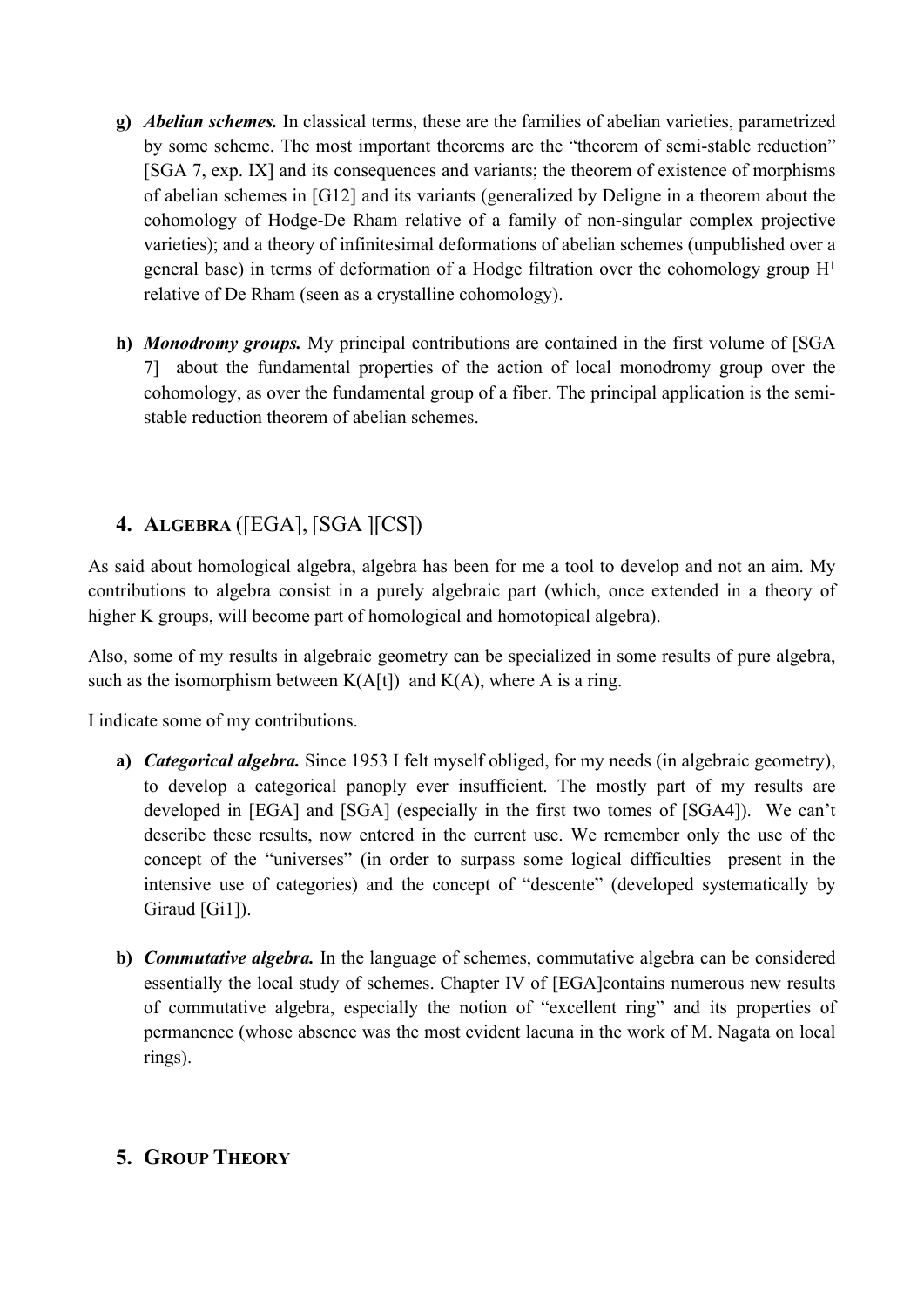- **g)** ***Abelian schemes.*** In classical terms, these are the families of abelian varieties, parametrized by some scheme. The most important theorems are the "theorem of semi-stable reduction" [SGA 7, exp. IX] and its consequences and variants; the theorem of existence of morphisms of abelian schemes in [G12] and its variants (generalized by Deligne in a theorem about the cohomology of Hodge-De Rham relative of a family of non-singular complex projective varieties); and a theory of infinitesimal deformations of abelian schemes (unpublished over a general base) in terms of deformation of a Hodge filtration over the cohomology group $H^1$ relative of De Rham (seen as a crystalline cohomology).

- **h)** ***Monodromy groups.*** My principal contributions are contained in the first volume of [SGA 7] about the fundamental properties of the action of local monodromy group over the cohomology, as over the fundamental group of a fiber. The principal application is the semi-stable reduction theorem of abelian schemes.

## 4. ALGEBRA ([EGA], [SGA ][CS])

As said about homological algebra, algebra has been for me a tool to develop and not an aim. My contributions to algebra consist in a purely algebraic part (which, once extended in a theory of higher K groups, will become part of homological and homotopical algebra).

Also, some of my results in algebraic geometry can be specialized in some results of pure algebra, such as the isomorphism between K(A[t]) and K(A), where A is a ring.

I indicate some of my contributions.

- **a)** ***Categorical algebra.*** Since 1953 I felt myself obliged, for my needs (in algebraic geometry), to develop a categorical panoply ever insufficient. The mostly part of my results are developed in [EGA] and [SGA] (especially in the first two tomes of [SGA4]). We can't describe these results, now entered in the current use. We remember only the use of the concept of the "universes" (in order to surpass some logical difficulties present in the intensive use of categories) and the concept of "descente" (developed systematically by Giraud [Gi1]).

- **b)** ***Commutative algebra.*** In the language of schemes, commutative algebra can be considered essentially the local study of schemes. Chapter IV of [EGA]contains numerous new results of commutative algebra, especially the notion of "excellent ring" and its properties of permanence (whose absence was the most evident lacuna in the work of M. Nagata on local rings).

## 5. GROUP THEORY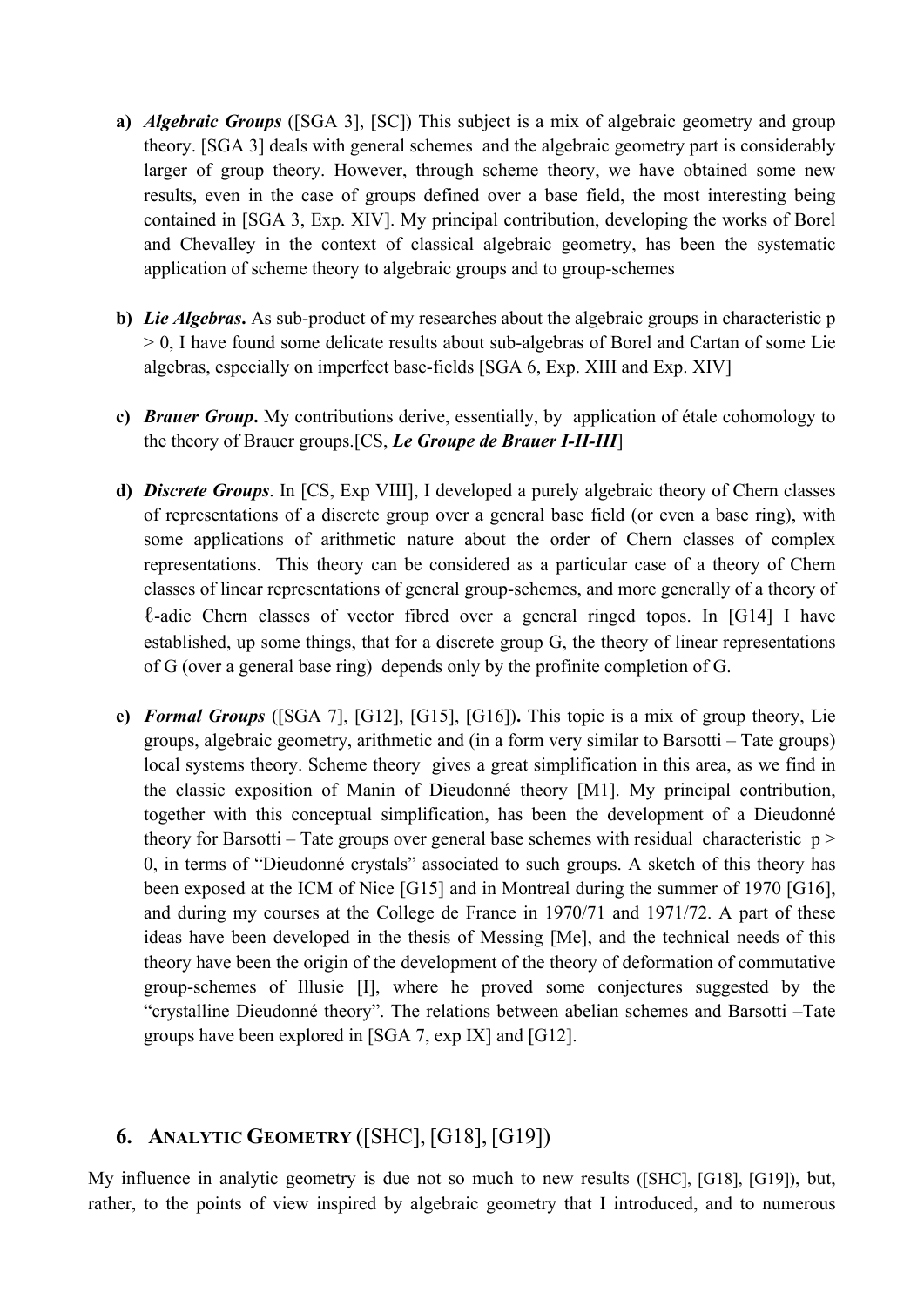a) ***Algebraic Groups*** ([SGA 3], [SC]) This subject is a mix of algebraic geometry and group theory. [SGA 3] deals with general schemes and the algebraic geometry part is considerably larger of group theory. However, through scheme theory, we have obtained some new results, even in the case of groups defined over a base field, the most interesting being contained in [SGA 3, Exp. XIV]. My principal contribution, developing the works of Borel and Chevalley in the context of classical algebraic geometry, has been the systematic application of scheme theory to algebraic groups and to group-schemes

b) ***Lie Algebras*.** As sub-product of my researches about the algebraic groups in characteristic p > 0, I have found some delicate results about sub-algebras of Borel and Cartan of some Lie algebras, especially on imperfect base-fields [SGA 6, Exp. XIII and Exp. XIV]

c) ***Brauer Group*.** My contributions derive, essentially, by application of étale cohomology to the theory of Brauer groups.[CS, ***Le Groupe de Brauer I-II-III***]

d) ***Discrete Groups***. In [CS, Exp VIII], I developed a purely algebraic theory of Chern classes of representations of a discrete group over a general base field (or even a base ring), with some applications of arithmetic nature about the order of Chern classes of complex representations. This theory can be considered as a particular case of a theory of Chern classes of linear representations of general group-schemes, and more generally of a theory of $\ell$-adic Chern classes of vector fibred over a general ringed topos. In [G14] I have established, up some things, that for a discrete group G, the theory of linear representations of G (over a general base ring) depends only by the profinite completion of G.

e) ***Formal Groups*** ([SGA 7], [G12], [G15], [G16])**.** This topic is a mix of group theory, Lie groups, algebraic geometry, arithmetic and (in a form very similar to Barsotti – Tate groups) local systems theory. Scheme theory gives a great simplification in this area, as we find in the classic exposition of Manin of Dieudonné theory [M1]. My principal contribution, together with this conceptual simplification, has been the development of a Dieudonné theory for Barsotti – Tate groups over general base schemes with residual characteristic p > 0, in terms of "Dieudonné crystals" associated to such groups. A sketch of this theory has been exposed at the ICM of Nice [G15] and in Montreal during the summer of 1970 [G16], and during my courses at the College de France in 1970/71 and 1971/72. A part of these ideas have been developed in the thesis of Messing [Me], and the technical needs of this theory have been the origin of the development of the theory of deformation of commutative group-schemes of Illusie [I], where he proved some conjectures suggested by the "crystalline Dieudonné theory". The relations between abelian schemes and Barsotti –Tate groups have been explored in [SGA 7, exp IX] and [G12].

## 6. Analytic Geometry ([SHC], [G18], [G19])

My influence in analytic geometry is due not so much to new results ([SHC], [G18], [G19]), but, rather, to the points of view inspired by algebraic geometry that I introduced, and to numerous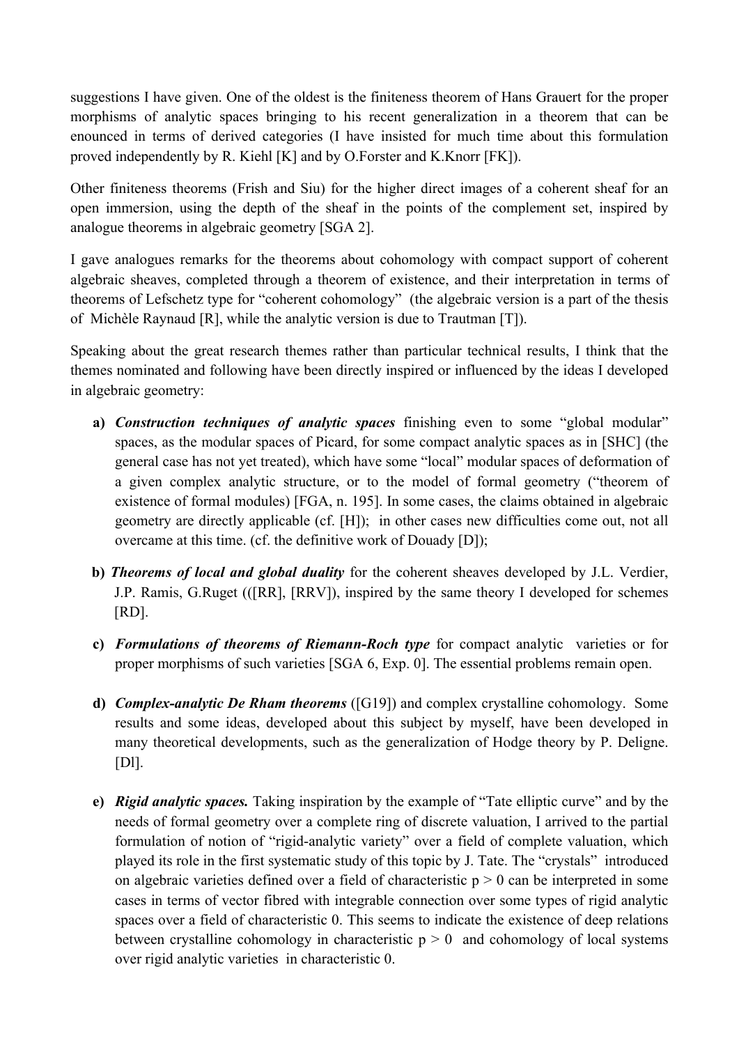suggestions I have given. One of the oldest is the finiteness theorem of Hans Grauert for the proper morphisms of analytic spaces bringing to his recent generalization in a theorem that can be enounced in terms of derived categories (I have insisted for much time about this formulation proved independently by R. Kiehl [K] and by O.Forster and K.Knorr [FK]).

Other finiteness theorems (Frish and Siu) for the higher direct images of a coherent sheaf for an open immersion, using the depth of the sheaf in the points of the complement set, inspired by analogue theorems in algebraic geometry [SGA 2].

I gave analogues remarks for the theorems about cohomology with compact support of coherent algebraic sheaves, completed through a theorem of existence, and their interpretation in terms of theorems of Lefschetz type for "coherent cohomology" (the algebraic version is a part of the thesis of Michèle Raynaud [R], while the analytic version is due to Trautman [T]).

Speaking about the great research themes rather than particular technical results, I think that the themes nominated and following have been directly inspired or influenced by the ideas I developed in algebraic geometry:

**a)** ***Construction techniques of analytic spaces*** finishing even to some "global modular" spaces, as the modular spaces of Picard, for some compact analytic spaces as in [SHC] (the general case has not yet treated), which have some "local" modular spaces of deformation of a given complex analytic structure, or to the model of formal geometry ("theorem of existence of formal modules) [FGA, n. 195]. In some cases, the claims obtained in algebraic geometry are directly applicable (cf. [H]); in other cases new difficulties come out, not all overcame at this time. (cf. the definitive work of Douady [D]);

**b)** ***Theorems of local and global duality*** for the coherent sheaves developed by J.L. Verdier, J.P. Ramis, G.Ruget (([RR], [RRV]), inspired by the same theory I developed for schemes [RD].

**c)** ***Formulations of theorems of Riemann-Roch type*** for compact analytic varieties or for proper morphisms of such varieties [SGA 6, Exp. 0]. The essential problems remain open.

**d)** ***Complex-analytic De Rham theorems*** ([G19]) and complex crystalline cohomology. Some results and some ideas, developed about this subject by myself, have been developed in many theoretical developments, such as the generalization of Hodge theory by P. Deligne. [Dl].

**e)** ***Rigid analytic spaces.*** Taking inspiration by the example of "Tate elliptic curve" and by the needs of formal geometry over a complete ring of discrete valuation, I arrived to the partial formulation of notion of "rigid-analytic variety" over a field of complete valuation, which played its role in the first systematic study of this topic by J. Tate. The "crystals" introduced on algebraic varieties defined over a field of characteristic $p > 0$ can be interpreted in some cases in terms of vector fibred with integrable connection over some types of rigid analytic spaces over a field of characteristic 0. This seems to indicate the existence of deep relations between crystalline cohomology in characteristic $p > 0$ and cohomology of local systems over rigid analytic varieties in characteristic 0.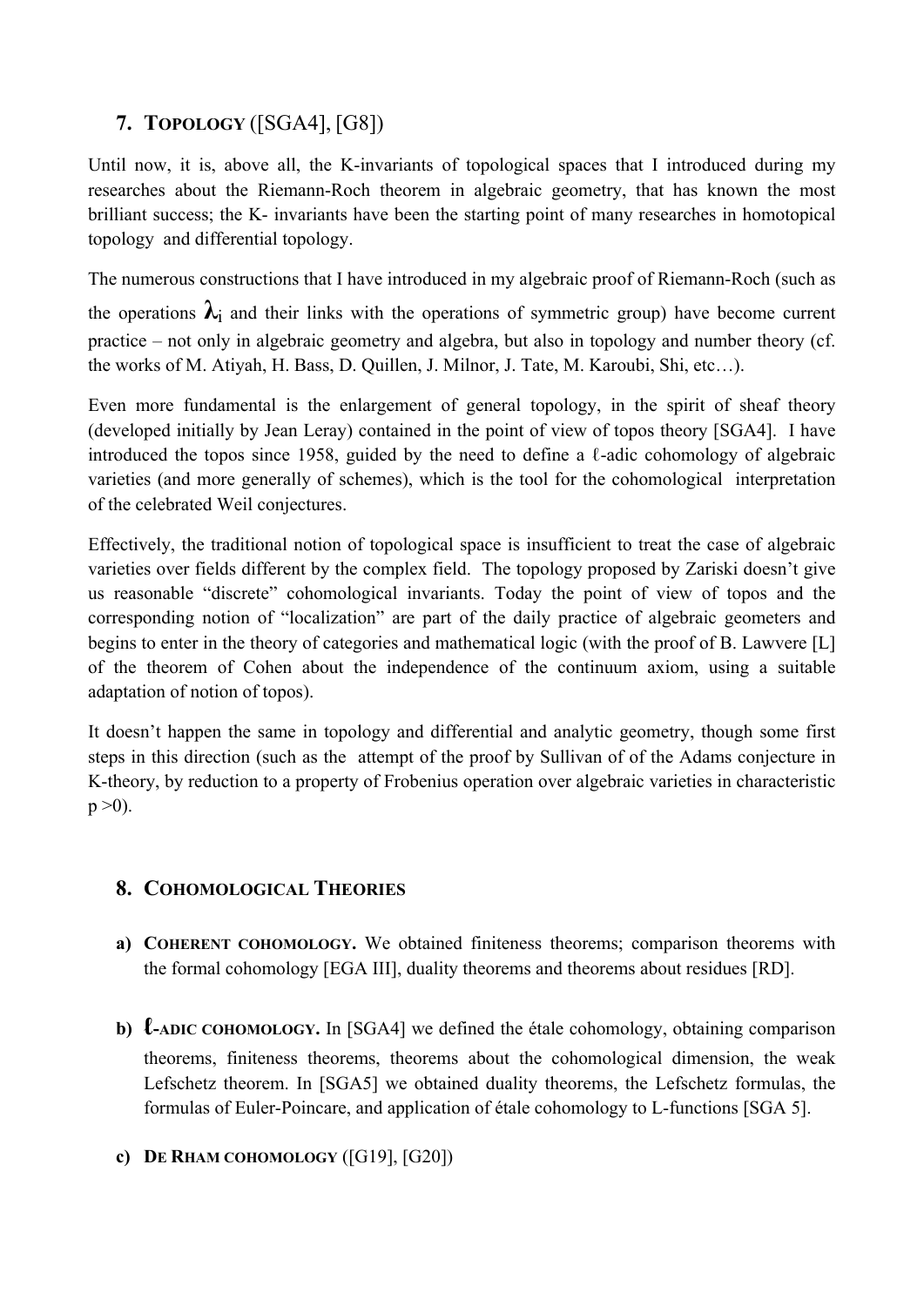## 7. **TOPOLOGY** ([SGA4], [G8])

Until now, it is, above all, the K-invariants of topological spaces that I introduced during my researches about the Riemann-Roch theorem in algebraic geometry, that has known the most brilliant success; the K- invariants have been the starting point of many researches in homotopical topology and differential topology.

The numerous constructions that I have introduced in my algebraic proof of Riemann-Roch (such as the operations $\lambda_i$ and their links with the operations of symmetric group) have become current practice – not only in algebraic geometry and algebra, but also in topology and number theory (cf. the works of M. Atiyah, H. Bass, D. Quillen, J. Milnor, J. Tate, M. Karoubi, Shi, etc…).

Even more fundamental is the enlargement of general topology, in the spirit of sheaf theory (developed initially by Jean Leray) contained in the point of view of topos theory [SGA4]. I have introduced the topos since 1958, guided by the need to define a ℓ-adic cohomology of algebraic varieties (and more generally of schemes), which is the tool for the cohomological interpretation of the celebrated Weil conjectures.

Effectively, the traditional notion of topological space is insufficient to treat the case of algebraic varieties over fields different by the complex field. The topology proposed by Zariski doesn't give us reasonable "discrete" cohomological invariants. Today the point of view of topos and the corresponding notion of "localization" are part of the daily practice of algebraic geometers and begins to enter in the theory of categories and mathematical logic (with the proof of B. Lawvere [L] of the theorem of Cohen about the independence of the continuum axiom, using a suitable adaptation of notion of topos).

It doesn't happen the same in topology and differential and analytic geometry, though some first steps in this direction (such as the attempt of the proof by Sullivan of of the Adams conjecture in K-theory, by reduction to a property of Frobenius operation over algebraic varieties in characteristic $p > 0$).

## 8. **COHOMOLOGICAL THEORIES**

a) **COHERENT COHOMOLOGY.** We obtained finiteness theorems; comparison theorems with the formal cohomology [EGA III], duality theorems and theorems about residues [RD].

b) **ℓ-ADIC COHOMOLOGY.** In [SGA4] we defined the étale cohomology, obtaining comparison theorems, finiteness theorems, theorems about the cohomological dimension, the weak Lefschetz theorem. In [SGA5] we obtained duality theorems, the Lefschetz formulas, the formulas of Euler-Poincare, and application of étale cohomology to L-functions [SGA 5].

c) **DE RHAM COHOMOLOGY** ([G19], [G20])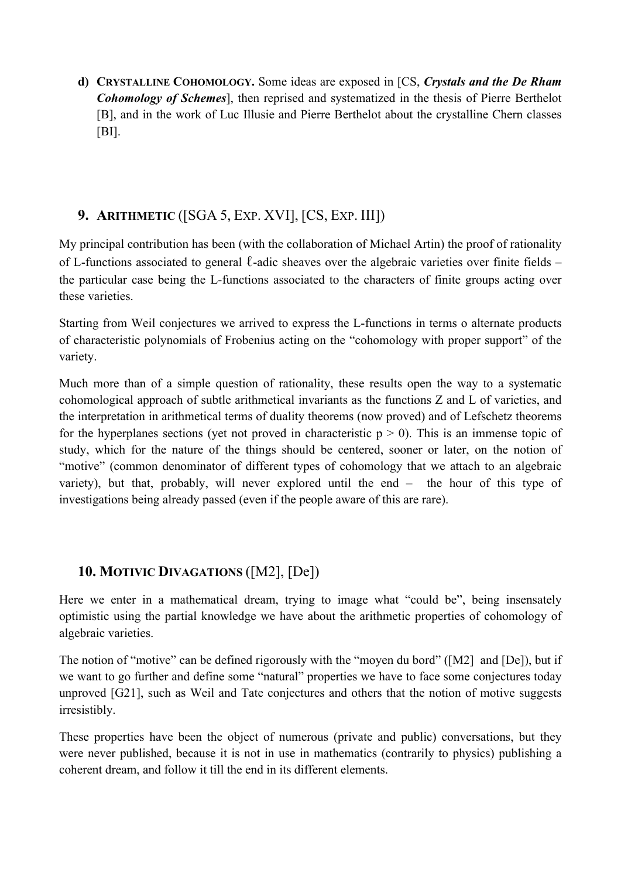d) **CRYSTALLINE COHOMOLOGY.** Some ideas are exposed in [CS, ***Crystals and the De Rham Cohomology of Schemes***], then reprised and systematized in the thesis of Pierre Berthelot [B], and in the work of Luc Illusie and Pierre Berthelot about the crystalline Chern classes [BI].

## 9. ARITHMETIC ([SGA 5, EXP. XVI], [CS, EXP. III])

My principal contribution has been (with the collaboration of Michael Artin) the proof of rationality of L-functions associated to general $\ell$-adic sheaves over the algebraic varieties over finite fields – the particular case being the L-functions associated to the characters of finite groups acting over these varieties.

Starting from Weil conjectures we arrived to express the L-functions in terms o alternate products of characteristic polynomials of Frobenius acting on the "cohomology with proper support" of the variety.

Much more than of a simple question of rationality, these results open the way to a systematic cohomological approach of subtle arithmetical invariants as the functions Z and L of varieties, and the interpretation in arithmetical terms of duality theorems (now proved) and of Lefschetz theorems for the hyperplanes sections (yet not proved in characteristic $p > 0$). This is an immense topic of study, which for the nature of the things should be centered, sooner or later, on the notion of "motive" (common denominator of different types of cohomology that we attach to an algebraic variety), but that, probably, will never explored until the end – the hour of this type of investigations being already passed (even if the people aware of this are rare).

## 10. MOTIVIC DIVAGATIONS ([M2], [De])

Here we enter in a mathematical dream, trying to image what "could be", being insensately optimistic using the partial knowledge we have about the arithmetic properties of cohomology of algebraic varieties.

The notion of "motive" can be defined rigorously with the "moyen du bord" ([M2] and [De]), but if we want to go further and define some "natural" properties we have to face some conjectures today unproved [G21], such as Weil and Tate conjectures and others that the notion of motive suggests irresistibly.

These properties have been the object of numerous (private and public) conversations, but they were never published, because it is not in use in mathematics (contrarily to physics) publishing a coherent dream, and follow it till the end in its different elements.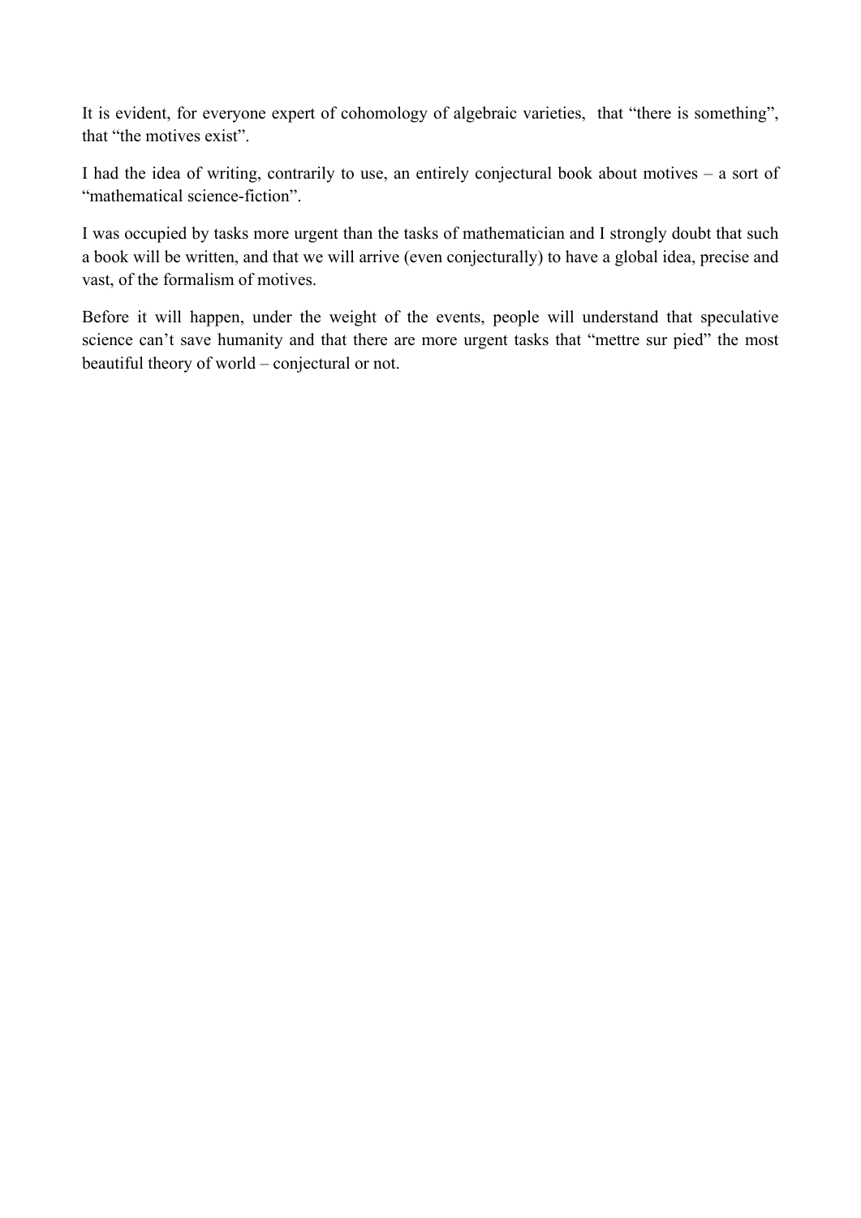It is evident, for everyone expert of cohomology of algebraic varieties, that “there is something”, that “the motives exist”.

I had the idea of writing, contrarily to use, an entirely conjectural book about motives – a sort of “mathematical science-fiction”.

I was occupied by tasks more urgent than the tasks of mathematician and I strongly doubt that such a book will be written, and that we will arrive (even conjecturally) to have a global idea, precise and vast, of the formalism of motives.

Before it will happen, under the weight of the events, people will understand that speculative science can’t save humanity and that there are more urgent tasks that “mettre sur pied” the most beautiful theory of world – conjectural or not.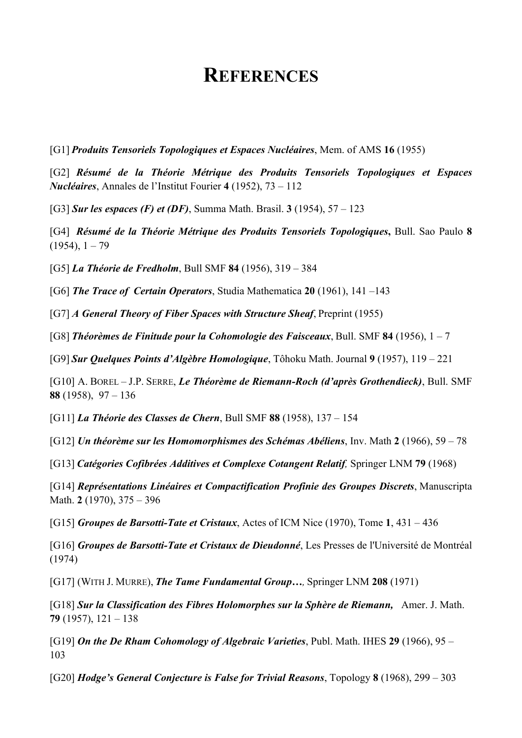# References

[G1] ***Produits Tensoriels Topologiques et Espaces Nucléaires***, Mem. of AMS **16** (1955)

[G2] ***Résumé de la Théorie Métrique des Produits Tensoriels Topologiques et Espaces Nucléaires***, Annales de l'Institut Fourier **4** (1952), 73 – 112

[G3] ***Sur les espaces (F) et (DF)***, Summa Math. Brasil. **3** (1954), 57 – 123

[G4] ***Résumé de la Théorie Métrique des Produits Tensoriels Topologiques*****,** Bull. Sao Paulo **8** (1954), 1 – 79

[G5] ***La Théorie de Fredholm***, Bull SMF **84** (1956), 319 – 384

[G6] ***The Trace of Certain Operators***, Studia Mathematica **20** (1961), 141 –143

[G7] ***A General Theory of Fiber Spaces with Structure Sheaf***, Preprint (1955)

[G8] ***Théorèmes de Finitude pour la Cohomologie des Faisceaux***, Bull. SMF **84** (1956), 1 – 7

[G9] ***Sur Quelques Points d'Algèbre Homologique***, Tôhoku Math. Journal **9** (1957), 119 – 221

[G10] A. Borel – J.P. Serre, ***Le Théorème de Riemann-Roch (d'après Grothendieck)***, Bull. SMF **88** (1958), 97 – 136

[G11] ***La Théorie des Classes de Chern***, Bull SMF **88** (1958), 137 – 154

[G12] ***Un théorème sur les Homomorphismes des Schémas Abéliens***, Inv. Math **2** (1966), 59 – 78

[G13] ***Catégories Cofibrées Additives et Complexe Cotangent Relatif,*** Springer LNM **79** (1968)

[G14] ***Représentations Linéaires et Compactification Profinie des Groupes Discrets***, Manuscripta Math. **2** (1970), 375 – 396

[G15] ***Groupes de Barsotti-Tate et Cristaux***, Actes of ICM Nice (1970), Tome **1**, 431 – 436

[G16] ***Groupes de Barsotti-Tate et Cristaux de Dieudonné***, Les Presses de l'Université de Montréal (1974)

[G17] (With J. Murre), ***The Tame Fundamental Group…,*** Springer LNM **208** (1971)

[G18] ***Sur la Classification des Fibres Holomorphes sur la Sphère de Riemann,*** Amer. J. Math. **79** (1957), 121 – 138

[G19] ***On the De Rham Cohomology of Algebraic Varieties***, Publ. Math. IHES **29** (1966), 95 – 103

[G20] ***Hodge's General Conjecture is False for Trivial Reasons***, Topology **8** (1968), 299 – 303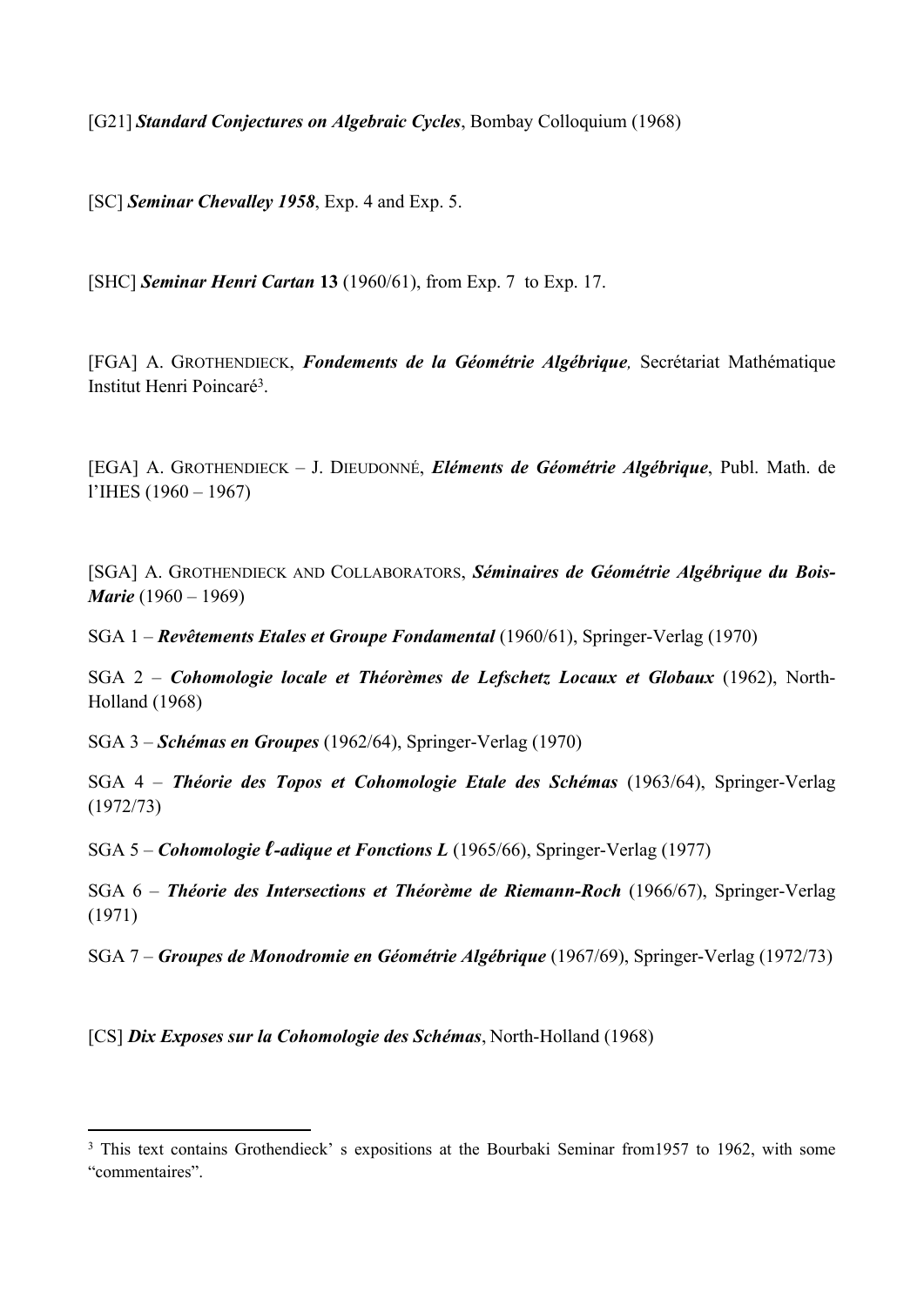[G21] ***Standard Conjectures on Algebraic Cycles***, Bombay Colloquium (1968)

[SC] ***Seminar Chevalley 1958***, Exp. 4 and Exp. 5.

[SHC] ***Seminar Henri Cartan* 13** (1960/61), from Exp. 7 to Exp. 17.

[FGA] A. GROTHENDIECK, ***Fondements de la Géométrie Algébrique,*** Secrétariat Mathématique Institut Henri Poincaré[3].

[EGA] A. GROTHENDIECK – J. DIEUDONNÉ, ***Eléments de Géométrie Algébrique***, Publ. Math. de l'IHES (1960 – 1967)

[SGA] A. GROTHENDIECK AND COLLABORATORS, ***Séminaires de Géométrie Algébrique du Bois-Marie*** (1960 – 1969)

SGA 1 – ***Revêtements Etales et Groupe Fondamental*** (1960/61), Springer-Verlag (1970)

SGA 2 – ***Cohomologie locale et Théorèmes de Lefschetz Locaux et Globaux*** (1962), North-Holland (1968)

SGA 3 – ***Schémas en Groupes*** (1962/64), Springer-Verlag (1970)

SGA 4 – ***Théorie des Topos et Cohomologie Etale des Schémas*** (1963/64), Springer-Verlag (1972/73)

SGA 5 – ***Cohomologie ℓ-adique et Fonctions L*** (1965/66), Springer-Verlag (1977)

SGA 6 – ***Théorie des Intersections et Théorème de Riemann-Roch*** (1966/67), Springer-Verlag (1971)

SGA 7 – ***Groupes de Monodromie en Géométrie Algébrique*** (1967/69), Springer-Verlag (1972/73)

[CS] ***Dix Exposes sur la Cohomologie des Schémas***, North-Holland (1968)

[3] This text contains Grothendieck' s expositions at the Bourbaki Seminar from1957 to 1962, with some "commentaires".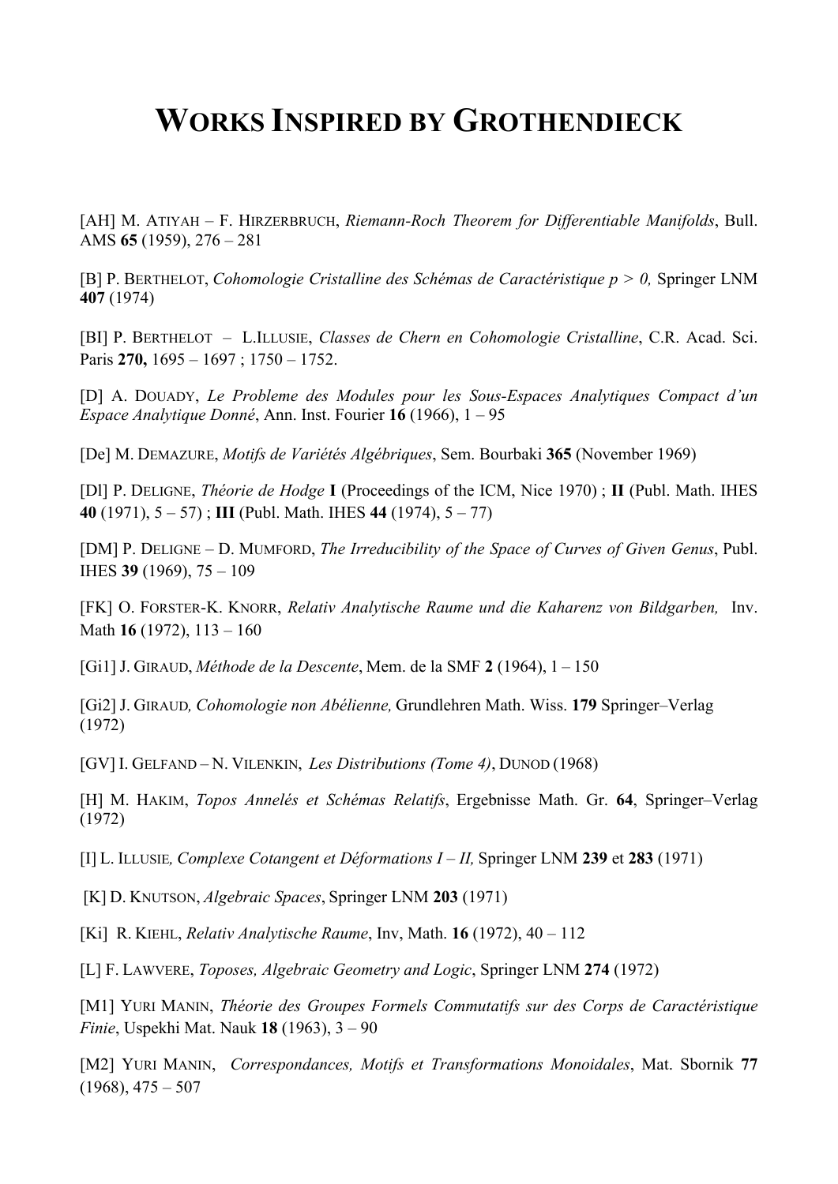# WORKS INSPIRED BY GROTHENDIECK

[AH] M. ATIYAH – F. HIRZERBRUCH, *Riemann-Roch Theorem for Differentiable Manifolds*, Bull. AMS **65** (1959), 276 – 281

[B] P. BERTHELOT, *Cohomologie Cristalline des Schémas de Caractéristique p > 0,* Springer LNM **407** (1974)

[BI] P. BERTHELOT – L.ILLUSIE, *Classes de Chern en Cohomologie Cristalline*, C.R. Acad. Sci. Paris **270,** 1695 – 1697 ; 1750 – 1752.

[D] A. DOUADY, *Le Probleme des Modules pour les Sous-Espaces Analytiques Compact d'un Espace Analytique Donné*, Ann. Inst. Fourier **16** (1966), 1 – 95

[De] M. DEMAZURE, *Motifs de Variétés Algébriques*, Sem. Bourbaki **365** (November 1969)

[Dl] P. DELIGNE, *Théorie de Hodge* **I** (Proceedings of the ICM, Nice 1970) ; **II** (Publ. Math. IHES **40** (1971), 5 – 57) ; **III** (Publ. Math. IHES **44** (1974), 5 – 77)

[DM] P. DELIGNE – D. MUMFORD, *The Irreducibility of the Space of Curves of Given Genus*, Publ. IHES **39** (1969), 75 – 109

[FK] O. FORSTER-K. KNORR, *Relativ Analytische Raume und die Kaharenz von Bildgarben,* Inv. Math **16** (1972), 113 – 160

[Gi1] J. GIRAUD, *Méthode de la Descente*, Mem. de la SMF **2** (1964), 1 – 150

[Gi2] J. GIRAUD*, Cohomologie non Abélienne,* Grundlehren Math. Wiss. **179** Springer–Verlag (1972)

[GV] I. GELFAND – N. VILENKIN, *Les Distributions (Tome 4)*, DUNOD (1968)

[H] M. HAKIM, *Topos Annelés et Schémas Relatifs*, Ergebnisse Math. Gr. **64**, Springer–Verlag (1972)

[I] L. ILLUSIE*, Complexe Cotangent et Déformations I – II,* Springer LNM **239** et **283** (1971)

[K] D. KNUTSON, *Algebraic Spaces*, Springer LNM **203** (1971)

[Ki] R. KIEHL, *Relativ Analytische Raume*, Inv, Math. **16** (1972), 40 – 112

[L] F. LAWVERE, *Toposes, Algebraic Geometry and Logic*, Springer LNM **274** (1972)

[M1] YURI MANIN, *Théorie des Groupes Formels Commutatifs sur des Corps de Caractéristique Finie*, Uspekhi Mat. Nauk **18** (1963), 3 – 90

[M2] YURI MANIN, *Correspondances, Motifs et Transformations Monoidales*, Mat. Sbornik **77** (1968), 475 – 507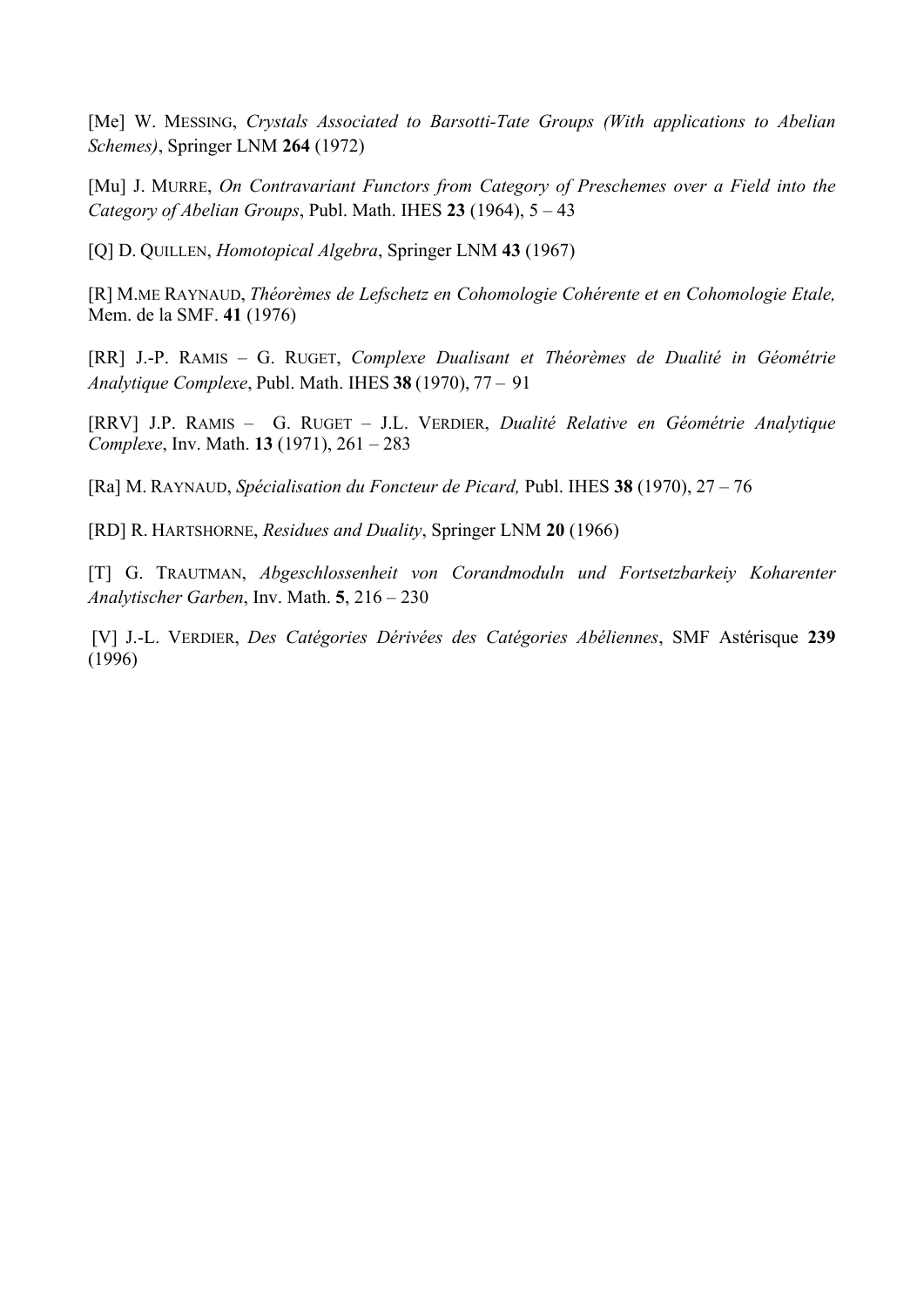[Me] W. MESSING, *Crystals Associated to Barsotti-Tate Groups (With applications to Abelian Schemes)*, Springer LNM **264** (1972)

[Mu] J. MURRE, *On Contravariant Functors from Category of Preschemes over a Field into the Category of Abelian Groups*, Publ. Math. IHES **23** (1964), 5 – 43

[Q] D. QUILLEN, *Homotopical Algebra*, Springer LNM **43** (1967)

[R] M.ME RAYNAUD, *Théorèmes de Lefschetz en Cohomologie Cohérente et en Cohomologie Etale,* Mem. de la SMF. **41** (1976)

[RR] J.-P. RAMIS – G. RUGET, *Complexe Dualisant et Théorèmes de Dualité in Géométrie Analytique Complexe*, Publ. Math. IHES **38** (1970), 77 – 91

[RRV] J.P. RAMIS – G. RUGET – J.L. VERDIER, *Dualité Relative en Géométrie Analytique Complexe*, Inv. Math. **13** (1971), 261 – 283

[Ra] M. RAYNAUD, *Spécialisation du Foncteur de Picard,* Publ. IHES **38** (1970), 27 – 76

[RD] R. HARTSHORNE, *Residues and Duality*, Springer LNM **20** (1966)

[T] G. TRAUTMAN, *Abgeschlossenheit von Corandmoduln und Fortsetzbarkeiy Koharenter Analytischer Garben*, Inv. Math. **5**, 216 – 230

[V] J.-L. VERDIER, *Des Catégories Dérivées des Catégories Abéliennes*, SMF Astérisque **239** (1996)